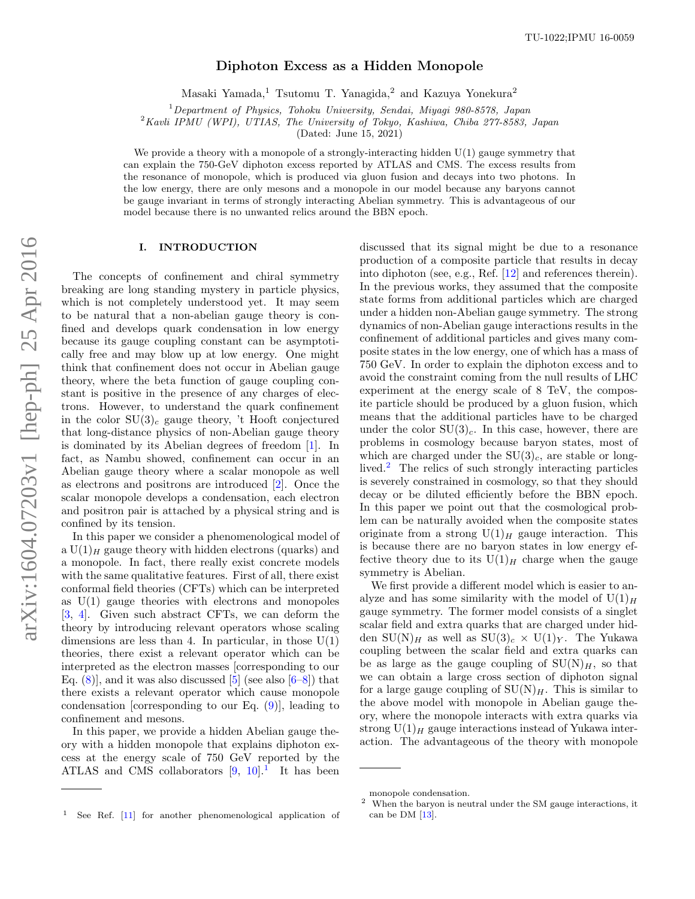TU-1022;IPMU 16-0059

# Diphoton Excess as a Hidden Monopole

Masaki Yamada,[1] Tsutomu T. Yanagida,[2] and Kazuya Yonekura[2]

[1] *Department of Physics, Tohoku University, Sendai, Miyagi 980-8578, Japan*
[2] *Kavli IPMU (WPI), UTIAS, The University of Tokyo, Kashiwa, Chiba 277-8583, Japan*

(Dated: June 15, 2021)

We provide a theory with a monopole of a strongly-interacting hidden U(1) gauge symmetry that can explain the 750-GeV diphoton excess reported by ATLAS and CMS. The excess results from the resonance of monopole, which is produced via gluon fusion and decays into two photons. In the low energy, there are only mesons and a monopole in our model because any baryons cannot be gauge invariant in terms of strongly interacting Abelian symmetry. This is advantageous of our model because there is no unwanted relics around the BBN epoch.

## I. INTRODUCTION

The concepts of confinement and chiral symmetry breaking are long standing mystery in particle physics, which is not completely understood yet. It may seem to be natural that a non-abelian gauge theory is confined and develops quark condensation in low energy because its gauge coupling constant can be asymptotically free and may blow up at low energy. One might think that confinement does not occur in Abelian gauge theory, where the beta function of gauge coupling constant is positive in the presence of any charges of electrons. However, to understand the quark confinement in the color $SU(3)_c$ gauge theory, 't Hooft conjectured that long-distance physics of non-Abelian gauge theory is dominated by its Abelian degrees of freedom [1]. In fact, as Nambu showed, confinement can occur in an Abelian gauge theory where a scalar monopole as well as electrons and positrons are introduced [2]. Once the scalar monopole develops a condensation, each electron and positron pair is attached by a physical string and is confined by its tension.

In this paper we consider a phenomenological model of a $U(1)_H$ gauge theory with hidden electrons (quarks) and a monopole. In fact, there really exist concrete models with the same qualitative features. First of all, there exist conformal field theories (CFTs) which can be interpreted as U(1) gauge theories with electrons and monopoles [3, 4]. Given such abstract CFTs, we can deform the theory by introducing relevant operators whose scaling dimensions are less than 4. In particular, in those U(1) theories, there exist a relevant operator which can be interpreted as the electron masses [corresponding to our Eq. (8)], and it was also discussed [5] (see also [6–8]) that there exists a relevant operator which cause monopole condensation [corresponding to our Eq. (9)], leading to confinement and mesons.

In this paper, we provide a hidden Abelian gauge theory with a hidden monopole that explains diphoton excess at the energy scale of 750 GeV reported by the ATLAS and CMS collaborators [9, 10].[1] It has been discussed that its signal might be due to a resonance production of a composite particle that results in decay into diphoton (see, e.g., Ref. [12] and references therein). In the previous works, they assumed that the composite state forms from additional particles which are charged under a hidden non-Abelian gauge symmetry. The strong dynamics of non-Abelian gauge interactions results in the confinement of additional particles and gives many composite states in the low energy, one of which has a mass of 750 GeV. In order to explain the diphoton excess and to avoid the constraint coming from the null results of LHC experiment at the energy scale of 8 TeV, the composite particle should be produced by a gluon fusion, which means that the additional particles have to be charged under the color $SU(3)_c$. In this case, however, there are problems in cosmology because baryon states, most of which are charged under the $SU(3)_c$, are stable or long-lived.[2] The relics of such strongly interacting particles is severely constrained in cosmology, so that they should decay or be diluted efficiently before the BBN epoch. In this paper we point out that the cosmological problem can be naturally avoided when the composite states originate from a strong $U(1)_H$ gauge interaction. This is because there are no baryon states in low energy effective theory due to its $U(1)_H$ charge when the gauge symmetry is Abelian.

We first provide a different model which is easier to analyze and has some similarity with the model of $U(1)_H$ gauge symmetry. The former model consists of a singlet scalar field and extra quarks that are charged under hidden $SU(N)_H$ as well as $SU(3)_c \times U(1)_Y$. The Yukawa coupling between the scalar field and extra quarks can be as large as the gauge coupling of $SU(N)_H$, so that we can obtain a large cross section of diphoton signal for a large gauge coupling of $SU(N)_H$. This is similar to the above model with monopole in Abelian gauge theory, where the monopole interacts with extra quarks via strong $U(1)_H$ gauge interactions instead of Yukawa interaction. The advantageous of the theory with monopole

[1] See Ref. [11] for another phenomenological application of monopole condensation.

[2] When the baryon is neutral under the SM gauge interactions, it can be DM [13].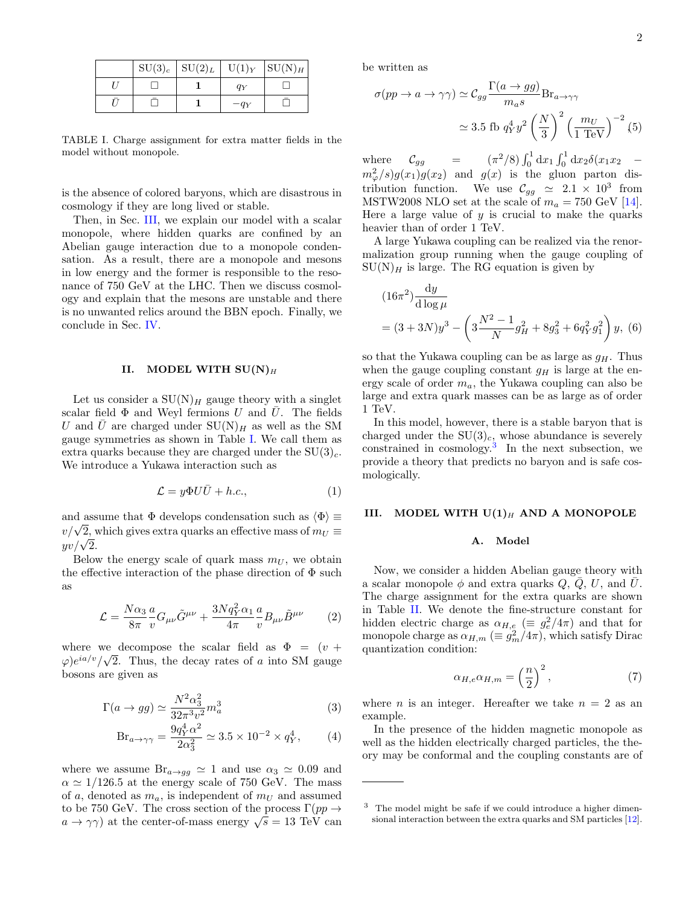|  | $SU(3)_c$ | $SU(2)_L$ | $U(1)_Y$ | $SU(N)_H$ |
|---|---|---|---|---|
| $U$ | $\Box$ | $\mathbf{1}$ | $q_Y$ | $\Box$ |
| $\bar{U}$ | $\bar{\Box}$ | $\mathbf{1}$ | $-q_Y$ | $\bar{\Box}$ |

TABLE I. Charge assignment for extra matter fields in the model without monopole.

is the absence of colored baryons, which are disastrous in cosmology if they are long lived or stable.

Then, in Sec. III, we explain our model with a scalar monopole, where hidden quarks are confined by an Abelian gauge interaction due to a monopole condensation. As a result, there are a monopole and mesons in low energy and the former is responsible to the resonance of 750 GeV at the LHC. Then we discuss cosmology and explain that the mesons are unstable and there is no unwanted relics around the BBN epoch. Finally, we conclude in Sec. IV.

## II. MODEL WITH SU(N)$_H$

Let us consider a $SU(N)_H$ gauge theory with a singlet scalar field $\Phi$ and Weyl fermions $U$ and $\bar{U}$. The fields $U$ and $\bar{U}$ are charged under $SU(N)_H$ as well as the SM gauge symmetries as shown in Table I. We call them as extra quarks because they are charged under the $SU(3)_c$. We introduce a Yukawa interaction such as

$$\mathcal{L} = y \Phi U \bar{U} + h.c., \tag{1}$$

and assume that $\Phi$ develops condensation such as $\langle \Phi \rangle \equiv v/\sqrt{2}$, which gives extra quarks an effective mass of $m_U \equiv yv/\sqrt{2}$.

Below the energy scale of quark mass $m_U$, we obtain the effective interaction of the phase direction of $\Phi$ such as

$$\mathcal{L} = \frac{N\alpha_3}{8\pi}\frac{a}{v} G_{\mu\nu}\tilde{G}^{\mu\nu} + \frac{3Nq_Y^2\alpha_1}{4\pi}\frac{a}{v} B_{\mu\nu}\tilde{B}^{\mu\nu} \tag{2}$$

where we decompose the scalar field as $\Phi = (v+\varphi)e^{ia/v}/\sqrt{2}$. Thus, the decay rates of $a$ into SM gauge bosons are given as

$$\Gamma(a \to gg) \simeq \frac{N^2\alpha_3^2}{32\pi^3 v^2} m_a^3 \tag{3}$$

$$\mathrm{Br}_{a\to\gamma\gamma} = \frac{9q_Y^4\alpha^2}{2\alpha_3^2} \simeq 3.5\times 10^{-2} \times q_Y^4, \tag{4}$$

where we assume $\mathrm{Br}_{a\to gg} \simeq 1$ and use $\alpha_3 \simeq 0.09$ and $\alpha \simeq 1/126.5$ at the energy scale of 750 GeV. The mass of $a$, denoted as $m_a$, is independent of $m_U$ and assumed to be 750 GeV. The cross section of the process $\Gamma(pp \to a \to \gamma\gamma)$ at the center-of-mass energy $\sqrt{s} = 13$ TeV can be written as

$$\sigma(pp \to a \to \gamma\gamma) \simeq \mathcal{C}_{gg}\frac{\Gamma(a\to gg)}{m_a s}\mathrm{Br}_{a\to\gamma\gamma} \simeq 3.5 \text{ fb } q_Y^4 y^2 \left(\frac{N}{3}\right)^2 \left(\frac{m_U}{1 \text{ TeV}}\right)^{-2}, \tag{5}$$

where $\mathcal{C}_{gg} = (\pi^2/8)\int_0^1 \mathrm{d}x_1 \int_0^1 \mathrm{d}x_2 \delta(x_1 x_2 - m_\varphi^2/s) g(x_1) g(x_2)$ and $g(x)$ is the gluon parton distribution function. We use $\mathcal{C}_{gg} \simeq 2.1 \times 10^3$ from MSTW2008 NLO set at the scale of $m_a = 750$ GeV [14]. Here a large value of $y$ is crucial to make the quarks heavier than of order 1 TeV.

A large Yukawa coupling can be realized via the renormalization group running when the gauge coupling of $SU(N)_H$ is large. The RG equation is given by

$$(16\pi^2)\frac{\mathrm{d}y}{\mathrm{d}\log\mu} = (3+3N)y^3 - \left(3\frac{N^2-1}{N}g_H^2 + 8g_3^2 + 6q_Y^2 g_1^2\right)y, \tag{6}$$

so that the Yukawa coupling can be as large as $g_H$. Thus when the gauge coupling constant $g_H$ is large at the energy scale of order $m_a$, the Yukawa coupling can also be large and extra quark masses can be as large as of order 1 TeV.

In this model, however, there is a stable baryon that is charged under the $SU(3)_c$, whose abundance is severely constrained in cosmology.[3] In the next subsection, we provide a theory that predicts no baryon and is safe cosmologically.

## III. MODEL WITH U(1)$_H$ AND A MONOPOLE

### A. Model

Now, we consider a hidden Abelian gauge theory with a scalar monopole $\phi$ and extra quarks $Q$, $\bar{Q}$, $U$, and $\bar{U}$. The charge assignment for the extra quarks are shown in Table II. We denote the fine-structure constant for hidden electric charge as $\alpha_{H,e}$ ($\equiv g_e^2/4\pi$) and that for monopole charge as $\alpha_{H,m}$ ($\equiv g_m^2/4\pi$), which satisfy Dirac quantization condition:

$$\alpha_{H,e}\alpha_{H,m} = \left(\frac{n}{2}\right)^2, \tag{7}$$

where $n$ is an integer. Hereafter we take $n = 2$ as an example.

In the presence of the hidden magnetic monopole as well as the hidden electrically charged particles, the theory may be conformal and the coupling constants are of

[3] The model might be safe if we could introduce a higher dimensional interaction between the extra quarks and SM particles [12].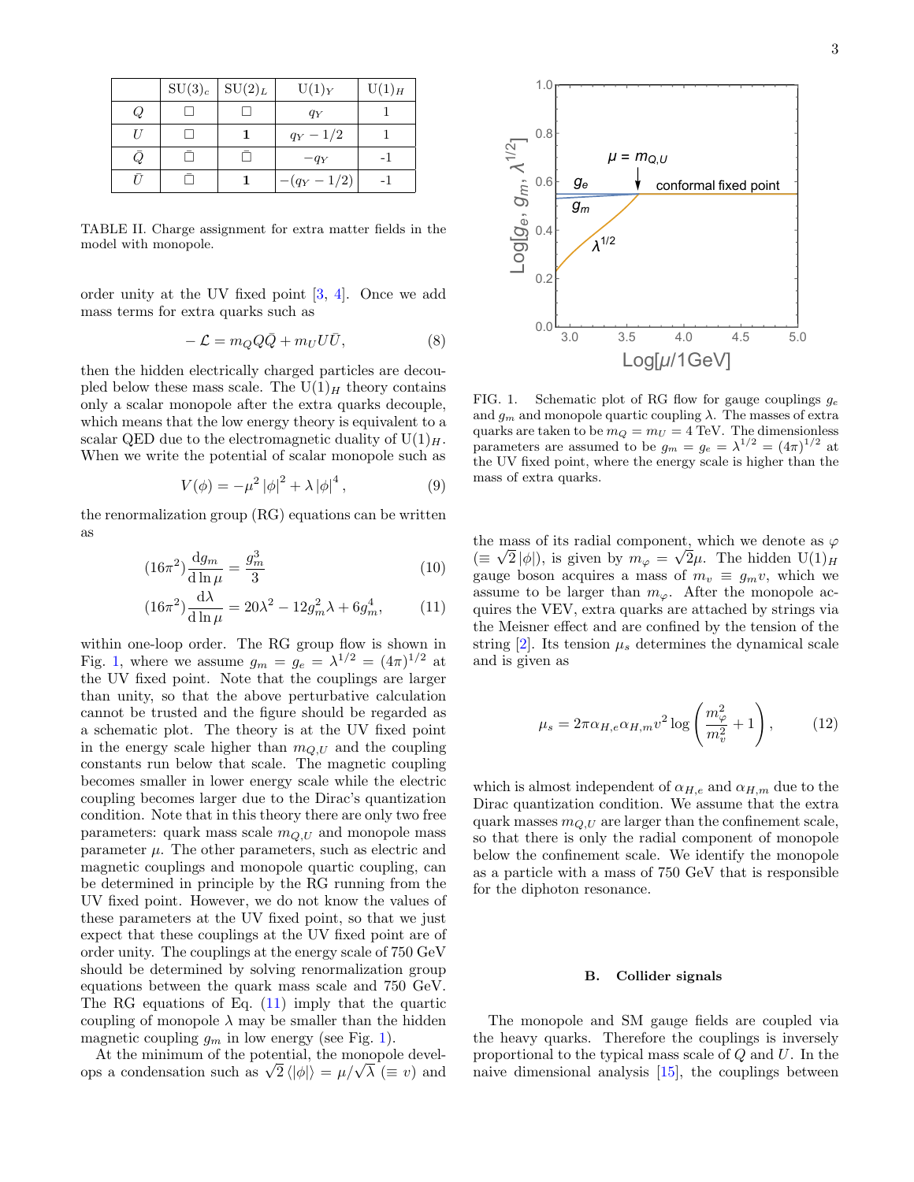|  | $SU(3)_c$ | $SU(2)_L$ | $U(1)_Y$ | $U(1)_H$ |
|---|---|---|---|---|
| $Q$ | $\square$ | $\square$ | $q_Y$ | 1 |
| $U$ | $\square$ | **1** | $q_Y - 1/2$ | 1 |
| $\bar{Q}$ | $\bar{\square}$ | $\bar{\square}$ | $-q_Y$ | -1 |
| $\bar{U}$ | $\bar{\square}$ | **1** | $-(q_Y - 1/2)$ | -1 |

TABLE II. Charge assignment for extra matter fields in the model with monopole.

order unity at the UV fixed point [3, 4]. Once we add mass terms for extra quarks such as

$$-\mathcal{L} = m_Q Q\bar{Q} + m_U U\bar{U}, \tag{8}$$

then the hidden electrically charged particles are decoupled below these mass scale. The $U(1)_H$ theory contains only a scalar monopole after the extra quarks decouple, which means that the low energy theory is equivalent to a scalar QED due to the electromagnetic duality of $U(1)_H$. When we write the potential of scalar monopole such as

$$V(\phi) = -\mu^2 |\phi|^2 + \lambda |\phi|^4, \tag{9}$$

the renormalization group (RG) equations can be written as

$$(16\pi^2)\frac{\mathrm{d}g_m}{\mathrm{d}\ln\mu} = \frac{g_m^3}{3} \tag{10}$$

$$(16\pi^2)\frac{\mathrm{d}\lambda}{\mathrm{d}\ln\mu} = 20\lambda^2 - 12g_m^2\lambda + 6g_m^4, \tag{11}$$

within one-loop order. The RG group flow is shown in Fig. 1, where we assume $g_m = g_e = \lambda^{1/2} = (4\pi)^{1/2}$ at the UV fixed point. Note that the couplings are larger than unity, so that the above perturbative calculation cannot be trusted and the figure should be regarded as a schematic plot. The theory is at the UV fixed point in the energy scale higher than $m_{Q,U}$ and the coupling constants run below that scale. The magnetic coupling becomes smaller in lower energy scale while the electric coupling becomes larger due to the Dirac's quantization condition. Note that in this theory there are only two free parameters: quark mass scale $m_{Q,U}$ and monopole mass parameter $\mu$. The other parameters, such as electric and magnetic couplings and monopole quartic coupling, can be determined in principle by the RG running from the UV fixed point. However, we do not know the values of these parameters at the UV fixed point, so that we just expect that these couplings at the UV fixed point are of order unity. The couplings at the energy scale of 750 GeV should be determined by solving renormalization group equations between the quark mass scale and 750 GeV. The RG equations of Eq. (11) imply that the quartic coupling of monopole $\lambda$ may be smaller than the hidden magnetic coupling $g_m$ in low energy (see Fig. 1).

At the minimum of the potential, the monopole develops a condensation such as $\sqrt{2}\langle|\phi|\rangle = \mu/\sqrt{\lambda}$ ($\equiv v$) and

FIG. 1. Schematic plot of RG flow for gauge couplings $g_e$ and $g_m$ and monopole quartic coupling $\lambda$. The masses of extra quarks are taken to be $m_Q = m_U = 4$ TeV. The dimensionless parameters are assumed to be $g_m = g_e = \lambda^{1/2} = (4\pi)^{1/2}$ at the UV fixed point, where the energy scale is higher than the mass of extra quarks.

the mass of its radial component, which we denote as $\varphi$ ($\equiv \sqrt{2}|\phi|$), is given by $m_\varphi = \sqrt{2}\mu$. The hidden $U(1)_H$ gauge boson acquires a mass of $m_v \equiv g_m v$, which we assume to be larger than $m_\varphi$. After the monopole acquires the VEV, extra quarks are attached by strings via the Meisner effect and are confined by the tension of the string [2]. Its tension $\mu_s$ determines the dynamical scale and is given as

$$\mu_s = 2\pi\alpha_{H,e}\alpha_{H,m}v^2 \log\left(\frac{m_\varphi^2}{m_v^2} + 1\right), \tag{12}$$

which is almost independent of $\alpha_{H,e}$ and $\alpha_{H,m}$ due to the Dirac quantization condition. We assume that the extra quark masses $m_{Q,U}$ are larger than the confinement scale, so that there is only the radial component of monopole below the confinement scale. We identify the monopole as a particle with a mass of 750 GeV that is responsible for the diphoton resonance.

### B. Collider signals

The monopole and SM gauge fields are coupled via the heavy quarks. Therefore the couplings is inversely proportional to the typical mass scale of $Q$ and $U$. In the naive dimensional analysis [15], the couplings between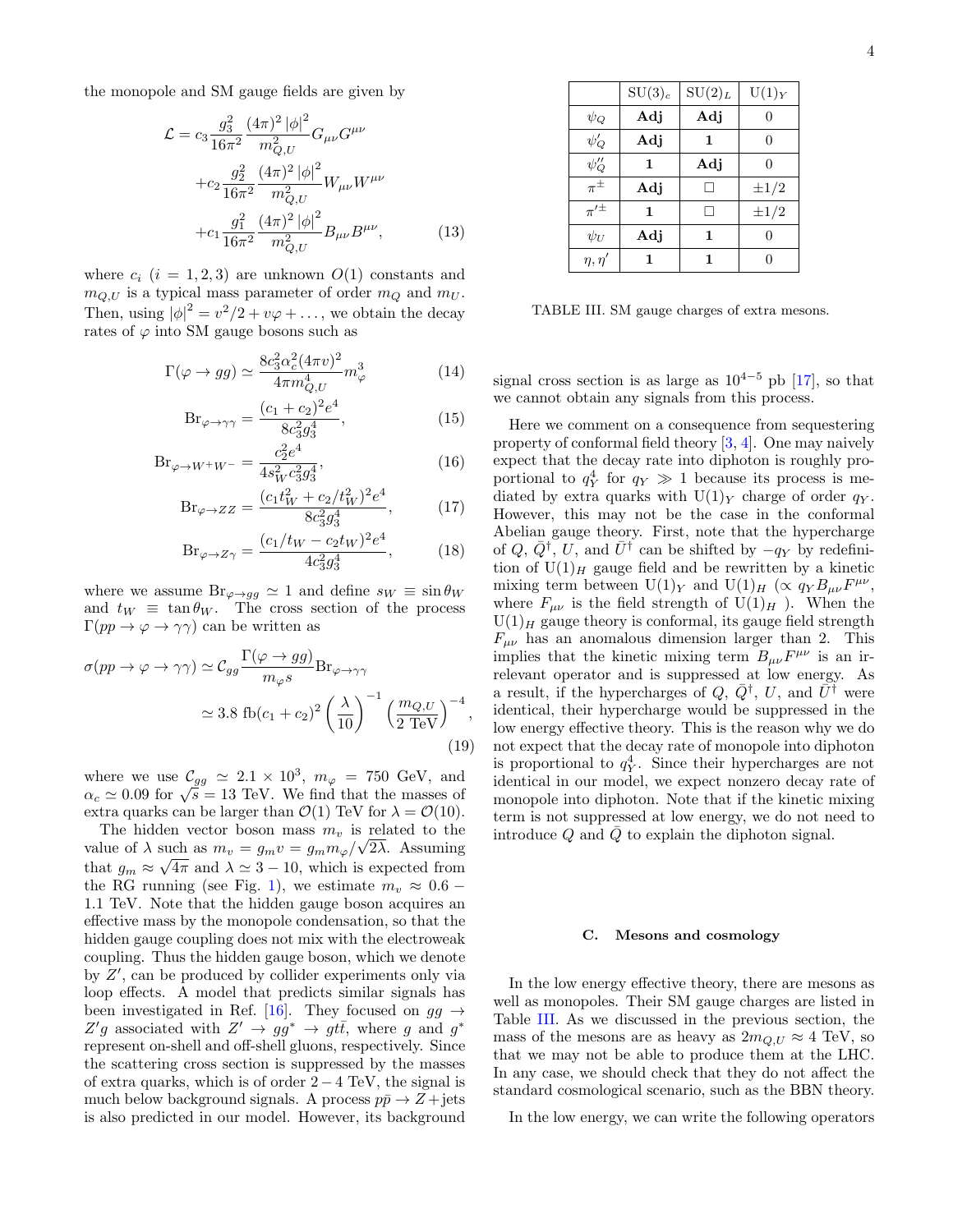the monopole and SM gauge fields are given by

$$\mathcal{L} = c_3 \frac{g_3^2}{16\pi^2} \frac{(4\pi)^2 |\phi|^2}{m_{Q,U}^2} G_{\mu\nu} G^{\mu\nu} + c_2 \frac{g_2^2}{16\pi^2} \frac{(4\pi)^2 |\phi|^2}{m_{Q,U}^2} W_{\mu\nu} W^{\mu\nu} + c_1 \frac{g_1^2}{16\pi^2} \frac{(4\pi)^2 |\phi|^2}{m_{Q,U}^2} B_{\mu\nu} B^{\mu\nu}, \tag{13}$$

where $c_i$ $(i = 1, 2, 3)$ are unknown $O(1)$ constants and $m_{Q,U}$ is a typical mass parameter of order $m_Q$ and $m_U$. Then, using $|\phi|^2 = v^2/2 + v\varphi + \dots$, we obtain the decay rates of $\varphi$ into SM gauge bosons such as

$$\Gamma(\varphi \to gg) \simeq \frac{8 c_3^2 \alpha_c^2 (4\pi v)^2}{4\pi m_{Q,U}^4} m_\varphi^3 \tag{14}$$

$$\mathrm{Br}_{\varphi\to\gamma\gamma} = \frac{(c_1 + c_2)^2 e^4}{8 c_3^2 g_3^4}, \tag{15}$$

$$\mathrm{Br}_{\varphi\to W^+W^-} = \frac{c_2^2 e^4}{4 s_W^2 c_3^2 g_3^4}, \tag{16}$$

$$\mathrm{Br}_{\varphi\to ZZ} = \frac{(c_1 t_W^2 + c_2/t_W^2)^2 e^4}{8 c_3^2 g_3^4}, \tag{17}$$

$$\mathrm{Br}_{\varphi\to Z\gamma} = \frac{(c_1/t_W - c_2 t_W)^2 e^4}{4 c_3^2 g_3^4}, \tag{18}$$

where we assume $\mathrm{Br}_{\varphi\to gg} \simeq 1$ and define $s_W \equiv \sin\theta_W$ and $t_W \equiv \tan\theta_W$. The cross section of the process $\Gamma(pp \to \varphi \to \gamma\gamma)$ can be written as

$$\sigma(pp \to \varphi \to \gamma\gamma) \simeq \mathcal{C}_{gg} \frac{\Gamma(\varphi \to gg)}{m_\varphi s} \mathrm{Br}_{\varphi\to\gamma\gamma} \simeq 3.8 \text{ fb} (c_1 + c_2)^2 \left(\frac{\lambda}{10}\right)^{-1} \left(\frac{m_{Q,U}}{2 \text{ TeV}}\right)^{-4}, \tag{19}$$

where we use $\mathcal{C}_{gg} \simeq 2.1 \times 10^3$, $m_\varphi = 750$ GeV, and $\alpha_c \simeq 0.09$ for $\sqrt{s} = 13$ TeV. We find that the masses of extra quarks can be larger than $\mathcal{O}(1)$ TeV for $\lambda = \mathcal{O}(10)$.

The hidden vector boson mass $m_v$ is related to the value of $\lambda$ such as $m_v = g_m v = g_m m_\varphi / \sqrt{2\lambda}$. Assuming that $g_m \approx \sqrt{4\pi}$ and $\lambda \simeq 3 - 10$, which is expected from the RG running (see Fig. 1), we estimate $m_v \approx 0.6 - 1.1$ TeV. Note that the hidden gauge boson acquires an effective mass by the monopole condensation, so that the hidden gauge coupling does not mix with the electroweak coupling. Thus the hidden gauge boson, which we denote by $Z'$, can be produced by collider experiments only via loop effects. A model that predicts similar signals has been investigated in Ref. [16]. They focused on $gg \to Z'g$ associated with $Z' \to gg^* \to gt\bar{t}$, where $g$ and $g^*$ represent on-shell and off-shell gluons, respectively. Since the scattering cross section is suppressed by the masses of extra quarks, which is of order $2 - 4$ TeV, the signal is much below background signals. A process $p\bar{p} \to Z + $jets is also predicted in our model. However, its background signal cross section is as large as $10^{4-5}$ pb [17], so that we cannot obtain any signals from this process.

|  | $\mathrm{SU}(3)_c$ | $\mathrm{SU}(2)_L$ | $\mathrm{U}(1)_Y$ |
|---|---|---|---|
| $\psi_Q$ | **Adj** | **Adj** | 0 |
| $\psi'_Q$ | **Adj** | **1** | 0 |
| $\psi''_Q$ | **1** | **Adj** | 0 |
| $\pi^\pm$ | **Adj** | $\Box$ | $\pm 1/2$ |
| $\pi'^\pm$ | **1** | $\Box$ | $\pm 1/2$ |
| $\psi_U$ | **Adj** | **1** | 0 |
| $\eta, \eta'$ | **1** | **1** | 0 |

TABLE III. SM gauge charges of extra mesons.

Here we comment on a consequence from sequestering property of conformal field theory [3, 4]. One may naively expect that the decay rate into diphoton is roughly proportional to $q_Y^4$ for $q_Y \gg 1$ because its process is mediated by extra quarks with $\mathrm{U}(1)_Y$ charge of order $q_Y$. However, this may not be the case in the conformal Abelian gauge theory. First, note that the hypercharge of $Q$, $\bar{Q}^\dagger$, $U$, and $\bar{U}^\dagger$ can be shifted by $-q_Y$ by redefinition of $\mathrm{U}(1)_H$ gauge field and be rewritten by a kinetic mixing term between $\mathrm{U}(1)_Y$ and $\mathrm{U}(1)_H$ ($\propto q_Y B_{\mu\nu} F^{\mu\nu}$, where $F_{\mu\nu}$ is the field strength of $\mathrm{U}(1)_H$ ). When the $\mathrm{U}(1)_H$ gauge theory is conformal, its gauge field strength $F_{\mu\nu}$ has an anomalous dimension larger than 2. This implies that the kinetic mixing term $B_{\mu\nu} F^{\mu\nu}$ is an irrelevant operator and is suppressed at low energy. As a result, if the hypercharges of $Q$, $\bar{Q}^\dagger$, $U$, and $\bar{U}^\dagger$ were identical, their hypercharge would be suppressed in the low energy effective theory. This is the reason why we do not expect that the decay rate of monopole into diphoton is proportional to $q_Y^4$. Since their hypercharges are not identical in our model, we expect nonzero decay rate of monopole into diphoton. Note that if the kinetic mixing term is not suppressed at low energy, we do not need to introduce $Q$ and $\bar{Q}$ to explain the diphoton signal.

### C. Mesons and cosmology

In the low energy effective theory, there are mesons as well as monopoles. Their SM gauge charges are listed in Table III. As we discussed in the previous section, the mass of the mesons are as heavy as $2 m_{Q,U} \approx 4$ TeV, so that we may not be able to produce them at the LHC. In any case, we should check that they do not affect the standard cosmological scenario, such as the BBN theory.

In the low energy, we can write the following operators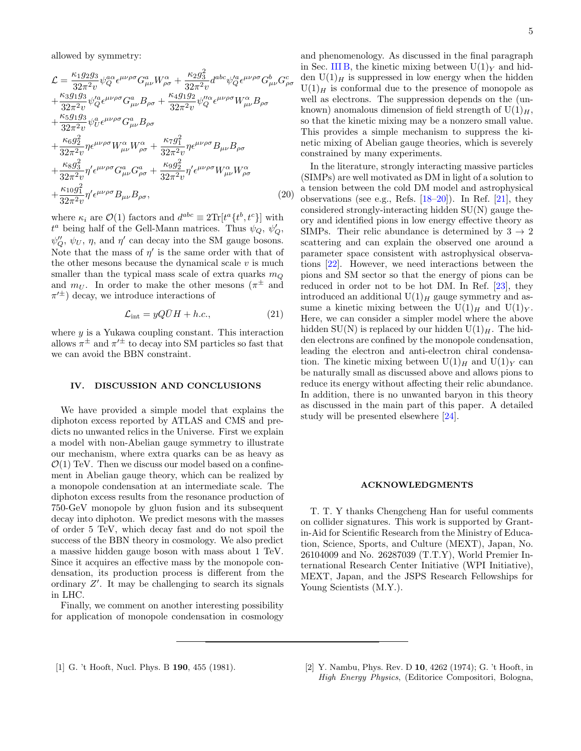allowed by symmetry:

$$
\begin{aligned}
\mathcal{L} = & \frac{\kappa_1 g_2 g_3}{32\pi^2 v} \psi_Q^{a\alpha} \epsilon^{\mu\nu\rho\sigma} G^a_{\mu\nu} W^\alpha_{\rho\sigma} + \frac{\kappa_2 g_3^2}{32\pi^2 v} d^{abc} \psi_Q'^a \epsilon^{\mu\nu\rho\sigma} G^b_{\mu\nu} G^c_{\rho\sigma} \\
& + \frac{\kappa_3 g_1 g_3}{32\pi^2 v} \psi_Q'^a \epsilon^{\mu\nu\rho\sigma} G^a_{\mu\nu} B_{\rho\sigma} + \frac{\kappa_4 g_1 g_2}{32\pi^2 v} \psi_Q''^\alpha \epsilon^{\mu\nu\rho\sigma} W^\alpha_{\mu\nu} B_{\rho\sigma} \\
& + \frac{\kappa_5 g_1 g_3}{32\pi^2 v} \psi_U^a \epsilon^{\mu\nu\rho\sigma} G^a_{\mu\nu} B_{\rho\sigma} \\
& + \frac{\kappa_6 g_2^2}{32\pi^2 v} \eta \epsilon^{\mu\nu\rho\sigma} W^\alpha_{\mu\nu} W^\alpha_{\rho\sigma} + \frac{\kappa_7 g_1^2}{32\pi^2 v} \eta \epsilon^{\mu\nu\rho\sigma} B_{\mu\nu} B_{\rho\sigma} \\
& + \frac{\kappa_8 g_3^2}{32\pi^2 v} \eta' \epsilon^{\mu\nu\rho\sigma} G^a_{\mu\nu} G^a_{\rho\sigma} + \frac{\kappa_9 g_2^2}{32\pi^2 v} \eta' \epsilon^{\mu\nu\rho\sigma} W^\alpha_{\mu\nu} W^\alpha_{\rho\sigma} \\
& + \frac{\kappa_{10} g_1^2}{32\pi^2 v} \eta' \epsilon^{\mu\nu\rho\sigma} B_{\mu\nu} B_{\rho\sigma},
\end{aligned}
\tag{20}
$$

where $\kappa_i$ are $\mathcal{O}(1)$ factors and $d^{abc} \equiv 2\text{Tr}[t^a\{t^b, t^c\}]$ with $t^a$ being half of the Gell-Mann matrices. Thus $\psi_Q$, $\psi'_Q$, $\psi''_Q$, $\psi_U$, $\eta$, and $\eta'$ can decay into the SM gauge bosons. Note that the mass of $\eta'$ is the same order with that of the other mesons because the dynamical scale $v$ is much smaller than the typical mass scale of extra quarks $m_Q$ and $m_U$. In order to make the other mesons ($\pi^\pm$ and $\pi'^\pm$) decay, we introduce interactions of

$$
\mathcal{L}_{\text{int}} = y Q \bar{U} H + h.c., \tag{21}
$$

where $y$ is a Yukawa coupling constant. This interaction allows $\pi^\pm$ and $\pi'^\pm$ to decay into SM particles so fast that we can avoid the BBN constraint.

## IV. DISCUSSION AND CONCLUSIONS

We have provided a simple model that explains the diphoton excess reported by ATLAS and CMS and predicts no unwanted relics in the Universe. First we explain a model with non-Abelian gauge symmetry to illustrate our mechanism, where extra quarks can be as heavy as $\mathcal{O}(1)$ TeV. Then we discuss our model based on a confinement in Abelian gauge theory, which can be realized by a monopole condensation at an intermediate scale. The diphoton excess results from the resonance production of 750-GeV monopole by gluon fusion and its subsequent decay into diphoton. We predict mesons with the masses of order 5 TeV, which decay fast and do not spoil the success of the BBN theory in cosmology. We also predict a massive hidden gauge boson with mass about 1 TeV. Since it acquires an effective mass by the monopole condensation, its production process is different from the ordinary $Z'$. It may be challenging to search its signals in LHC.

Finally, we comment on another interesting possibility for application of monopole condensation in cosmology and phenomenology. As discussed in the final paragraph in Sec. III B, the kinetic mixing between $\text{U}(1)_Y$ and hidden $\text{U}(1)_H$ is suppressed in low energy when the hidden $\text{U}(1)_H$ is conformal due to the presence of monopole as well as electrons. The suppression depends on the (unknown) anomalous dimension of field strength of $\text{U}(1)_H$, so that the kinetic mixing may be a nonzero small value. This provides a simple mechanism to suppress the kinetic mixing of Abelian gauge theories, which is severely constrained by many experiments.

In the literature, strongly interacting massive particles (SIMPs) are well motivated as DM in light of a solution to a tension between the cold DM model and astrophysical observations (see e.g., Refs. [18–20]). In Ref. [21], they considered strongly-interacting hidden SU(N) gauge theory and identified pions in low energy effective theory as SIMPs. Their relic abundance is determined by $3 \to 2$ scattering and can explain the observed one around a parameter space consistent with astrophysical observations [22]. However, we need interactions between the pions and SM sector so that the energy of pions can be reduced in order not to be hot DM. In Ref. [23], they introduced an additional $\text{U}(1)_H$ gauge symmetry and assume a kinetic mixing between the $\text{U}(1)_H$ and $\text{U}(1)_Y$. Here, we can consider a simpler model where the above hidden SU(N) is replaced by our hidden $\text{U}(1)_H$. The hidden electrons are confined by the monopole condensation, leading the electron and anti-electron chiral condensation. The kinetic mixing between $\text{U}(1)_H$ and $\text{U}(1)_Y$ can be naturally small as discussed above and allows pions to reduce its energy without affecting their relic abundance. In addition, there is no unwanted baryon in this theory as discussed in the main part of this paper. A detailed study will be presented elsewhere [24].

## ACKNOWLEDGMENTS

T. T. Y thanks Chengcheng Han for useful comments on collider signatures. This work is supported by Grant-in-Aid for Scientific Research from the Ministry of Education, Science, Sports, and Culture (MEXT), Japan, No. 26104009 and No. 26287039 (T.T.Y), World Premier International Research Center Initiative (WPI Initiative), MEXT, Japan, and the JSPS Research Fellowships for Young Scientists (M.Y.).

---

[1] G. 't Hooft, Nucl. Phys. B **190**, 455 (1981).

[2] Y. Nambu, Phys. Rev. D **10**, 4262 (1974); G. 't Hooft, in *High Energy Physics*, (Editorice Compositori, Bologna,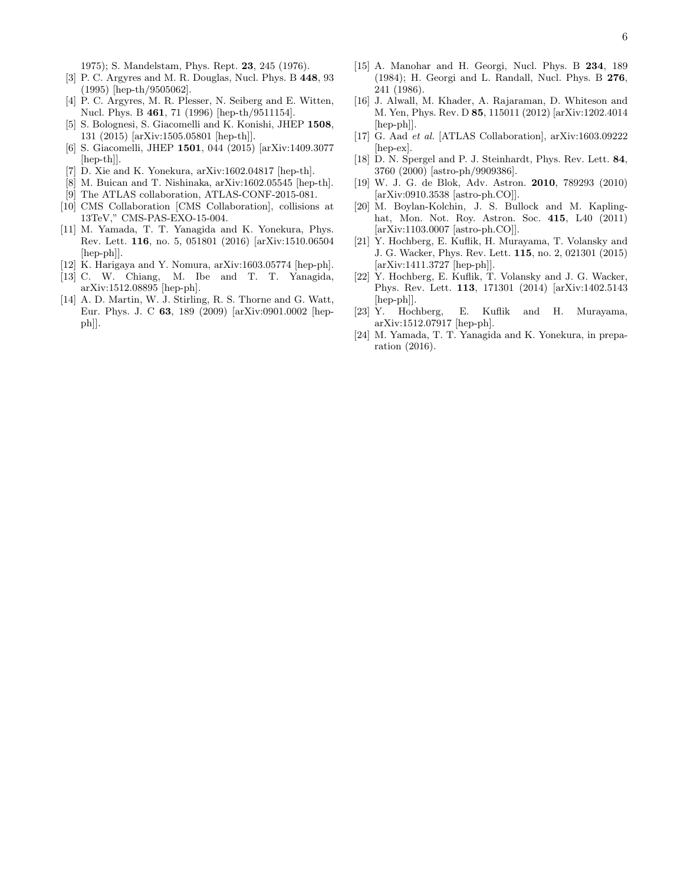1975); S. Mandelstam, Phys. Rept. **23**, 245 (1976).

[3] P. C. Argyres and M. R. Douglas, Nucl. Phys. B **448**, 93 (1995) [hep-th/9505062].

[4] P. C. Argyres, M. R. Plesser, N. Seiberg and E. Witten, Nucl. Phys. B **461**, 71 (1996) [hep-th/9511154].

[5] S. Bolognesi, S. Giacomelli and K. Konishi, JHEP **1508**, 131 (2015) [arXiv:1505.05801 [hep-th]].

[6] S. Giacomelli, JHEP **1501**, 044 (2015) [arXiv:1409.3077 [hep-th]].

[7] D. Xie and K. Yonekura, arXiv:1602.04817 [hep-th].

[8] M. Buican and T. Nishinaka, arXiv:1602.05545 [hep-th].

[9] The ATLAS collaboration, ATLAS-CONF-2015-081.

[10] CMS Collaboration [CMS Collaboration], collisions at 13TeV," CMS-PAS-EXO-15-004.

[11] M. Yamada, T. T. Yanagida and K. Yonekura, Phys. Rev. Lett. **116**, no. 5, 051801 (2016) [arXiv:1510.06504 [hep-ph]].

[12] K. Harigaya and Y. Nomura, arXiv:1603.05774 [hep-ph].

[13] C. W. Chiang, M. Ibe and T. T. Yanagida, arXiv:1512.08895 [hep-ph].

[14] A. D. Martin, W. J. Stirling, R. S. Thorne and G. Watt, Eur. Phys. J. C **63**, 189 (2009) [arXiv:0901.0002 [hep-ph]].

[15] A. Manohar and H. Georgi, Nucl. Phys. B **234**, 189 (1984); H. Georgi and L. Randall, Nucl. Phys. B **276**, 241 (1986).

[16] J. Alwall, M. Khader, A. Rajaraman, D. Whiteson and M. Yen, Phys. Rev. D **85**, 115011 (2012) [arXiv:1202.4014 [hep-ph]].

[17] G. Aad *et al.* [ATLAS Collaboration], arXiv:1603.09222 [hep-ex].

[18] D. N. Spergel and P. J. Steinhardt, Phys. Rev. Lett. **84**, 3760 (2000) [astro-ph/9909386].

[19] W. J. G. de Blok, Adv. Astron. **2010**, 789293 (2010) [arXiv:0910.3538 [astro-ph.CO]].

[20] M. Boylan-Kolchin, J. S. Bullock and M. Kaplinghat, Mon. Not. Roy. Astron. Soc. **415**, L40 (2011) [arXiv:1103.0007 [astro-ph.CO]].

[21] Y. Hochberg, E. Kuflik, H. Murayama, T. Volansky and J. G. Wacker, Phys. Rev. Lett. **115**, no. 2, 021301 (2015) [arXiv:1411.3727 [hep-ph]].

[22] Y. Hochberg, E. Kuflik, T. Volansky and J. G. Wacker, Phys. Rev. Lett. **113**, 171301 (2014) [arXiv:1402.5143 [hep-ph]].

[23] Y. Hochberg, E. Kuflik and H. Murayama, arXiv:1512.07917 [hep-ph].

[24] M. Yamada, T. T. Yanagida and K. Yonekura, in preparation (2016).